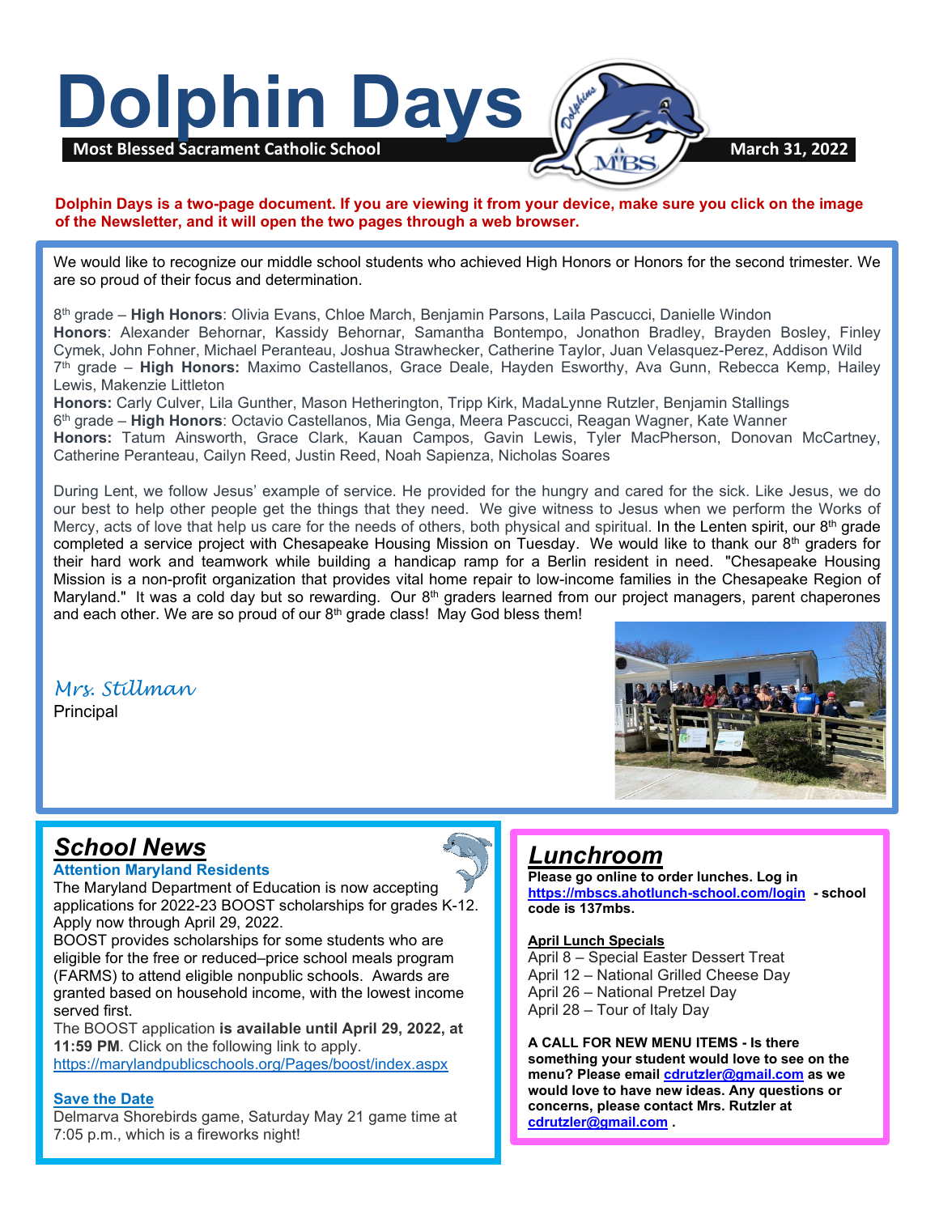# Dolphin Days

**Most Blessed Sacrament Catholic School** **March 31, 2022**

**Dolphin Days is a two-page document. If you are viewing it from your device, make sure you click on the image of the Newsletter, and it will open the two pages through a web browser.**

We would like to recognize our middle school students who achieved High Honors or Honors for the second trimester. We are so proud of their focus and determination.

8th grade – **High Honors**: Olivia Evans, Chloe March, Benjamin Parsons, Laila Pascucci, Danielle Windon
**Honors**: Alexander Behornar, Kassidy Behornar, Samantha Bontempo, Jonathon Bradley, Brayden Bosley, Finley Cymek, John Fohner, Michael Peranteau, Joshua Strawhecker, Catherine Taylor, Juan Velasquez-Perez, Addison Wild
7th grade – **High Honors:** Maximo Castellanos, Grace Deale, Hayden Esworthy, Ava Gunn, Rebecca Kemp, Hailey Lewis, Makenzie Littleton
**Honors:** Carly Culver, Lila Gunther, Mason Hetherington, Tripp Kirk, MadaLynne Rutzler, Benjamin Stallings
6th grade – **High Honors**: Octavio Castellanos, Mia Genga, Meera Pascucci, Reagan Wagner, Kate Wanner
**Honors:** Tatum Ainsworth, Grace Clark, Kauan Campos, Gavin Lewis, Tyler MacPherson, Donovan McCartney, Catherine Peranteau, Cailyn Reed, Justin Reed, Noah Sapienza, Nicholas Soares

During Lent, we follow Jesus' example of service. He provided for the hungry and cared for the sick. Like Jesus, we do our best to help other people get the things that they need. We give witness to Jesus when we perform the Works of Mercy, acts of love that help us care for the needs of others, both physical and spiritual. In the Lenten spirit, our 8th grade completed a service project with Chesapeake Housing Mission on Tuesday. We would like to thank our 8th graders for their hard work and teamwork while building a handicap ramp for a Berlin resident in need. "Chesapeake Housing Mission is a non-profit organization that provides vital home repair to low-income families in the Chesapeake Region of Maryland." It was a cold day but so rewarding. Our 8th graders learned from our project managers, parent chaperones and each other. We are so proud of our 8th grade class! May God bless them!

*Mrs. Stillman*
Principal

## School News

**Attention Maryland Residents**

The Maryland Department of Education is now accepting applications for 2022-23 BOOST scholarships for grades K-12. Apply now through April 29, 2022.
BOOST provides scholarships for some students who are eligible for the free or reduced–price school meals program (FARMS) to attend eligible nonpublic schools. Awards are granted based on household income, with the lowest income served first.
The BOOST application **is available until April 29, 2022, at 11:59 PM**. Click on the following link to apply.
https://marylandpublicschools.org/Pages/boost/index.aspx

**Save the Date**

Delmarva Shorebirds game, Saturday May 21 game time at 7:05 p.m., which is a fireworks night!

## Lunchroom

**Please go online to order lunches. Log in https://mbscs.ahotlunch-school.com/login - school code is 137mbs.**

**April Lunch Specials**

April 8 – Special Easter Dessert Treat
April 12 – National Grilled Cheese Day
April 26 – National Pretzel Day
April 28 – Tour of Italy Day

**A CALL FOR NEW ITEMS - Is there something your student would love to see on the menu? Please email cdrutzler@gmail.com as we would love to have new ideas. Any questions or concerns, please contact Mrs. Rutzler at cdrutzler@gmail.com .**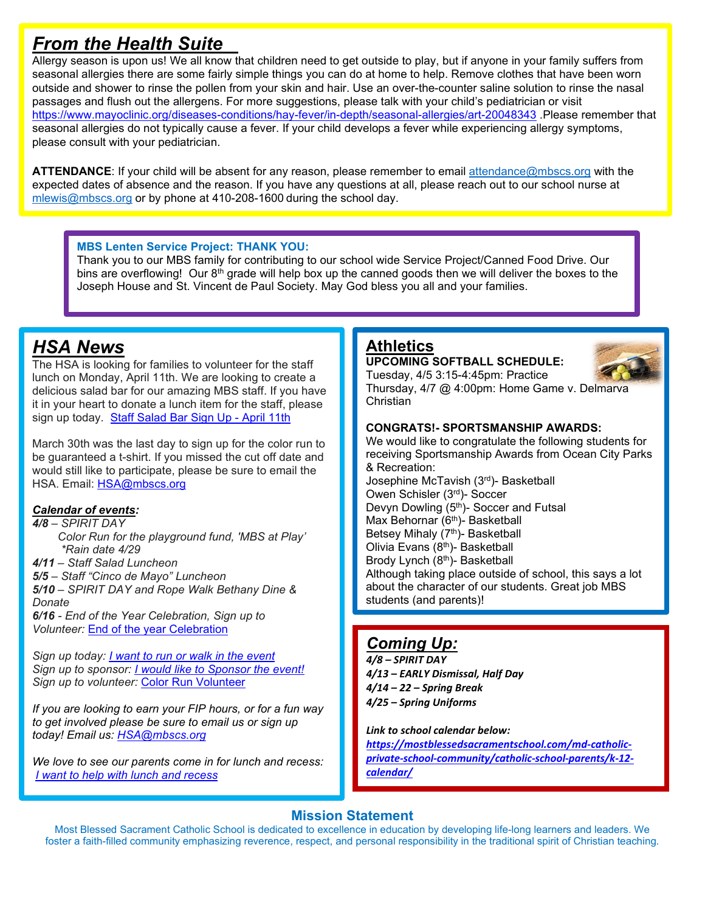## *From the Health Suite*

Allergy season is upon us! We all know that children need to get outside to play, but if anyone in your family suffers from seasonal allergies there are some fairly simple things you can do at home to help. Remove clothes that have been worn outside and shower to rinse the pollen from your skin and hair. Use an over-the-counter saline solution to rinse the nasal passages and flush out the allergens. For more suggestions, please talk with your child's pediatrician or visit https://www.mayoclinic.org/diseases-conditions/hay-fever/in-depth/seasonal-allergies/art-20048343 .Please remember that seasonal allergies do not typically cause a fever. If your child develops a fever while experiencing allergy symptoms, please consult with your pediatrician.

**ATTENDANCE**: If your child will be absent for any reason, please remember to email attendance@mbscs.org with the expected dates of absence and the reason. If you have any questions at all, please reach out to our school nurse at mlewis@mbscs.org or by phone at 410-208-1600 during the school day.

**MBS Lenten Service Project: THANK YOU:**

Thank you to our MBS family for contributing to our school wide Service Project/Canned Food Drive. Our bins are overflowing! Our 8th grade will help box up the canned goods then we will deliver the boxes to the Joseph House and St. Vincent de Paul Society. May God bless you all and your families.

## *HSA News*

The HSA is looking for families to volunteer for the staff lunch on Monday, April 11th. We are looking to create a delicious salad bar for our amazing MBS staff. If you have it in your heart to donate a lunch item for the staff, please sign up today. Staff Salad Bar Sign Up - April 11th

March 30th was the last day to sign up for the color run to be guaranteed a t-shirt. If you missed the cut off date and would still like to participate, please be sure to email the HSA. Email: HSA@mbscs.org

***Calendar of events:***

***4/8** – SPIRIT DAY*
*Color Run for the playground fund, 'MBS at Play'*
*\*Rain date 4/29*
***4/11** – Staff Salad Luncheon*
***5/5** – Staff "Cinco de Mayo" Luncheon*
***5/10** – SPIRIT DAY and Rope Walk Bethany Dine & Donate*
***6/16** - End of the Year Celebration, Sign up to Volunteer:* End of the year Celebration

*Sign up today: I want to run or walk in the event*
*Sign up to sponsor: I would like to Sponsor the event!*
*Sign up to volunteer:* Color Run Volunteer

*If you are looking to earn your FIP hours, or for a fun way to get involved please be sure to email us or sign up today! Email us: HSA@mbscs.org*

*We love to see our parents come in for lunch and recess: I want to help with lunch and recess*

## Athletics

**UPCOMING SOFTBALL SCHEDULE:**

Tuesday, 4/5 3:15-4:45pm: Practice
Thursday, 4/7 @ 4:00pm: Home Game v. Delmarva Christian

**CONGRATS!- SPORTSMANSHIP AWARDS:**

We would like to congratulate the following students for receiving Sportsmanship Awards from Ocean City Parks & Recreation:

Josephine McTavish (3rd)- Basketball
Owen Schisler (3rd)- Soccer
Devyn Dowling (5th)- Soccer and Futsal
Max Behornar (6th)- Basketball
Betsey Mihaly (7th)- Basketball
Olivia Evans (8th)- Basketball
Brody Lynch (8th)- Basketball

Although taking place outside of school, this says a lot about the character of our students. Great job MBS students (and parents)!

## *Coming Up:*

***4/8 – SPIRIT DAY***
***4/13 – EARLY Dismissal, Half Day***
***4/14 – 22 – Spring Break***
***4/25 – Spring Uniforms***

***Link to school calendar below:***
***https://mostblessedsacramentschool.com/md-catholic-private-school-community/catholic-school-parents/k-12-calendar/***

### Mission Statement

Most Blessed Sacrament Catholic School is dedicated to excellence in education by developing life-long learners and leaders. We foster a faith-filled community emphasizing reverence, respect, and personal responsibility in the traditional spirit of Christian teaching.